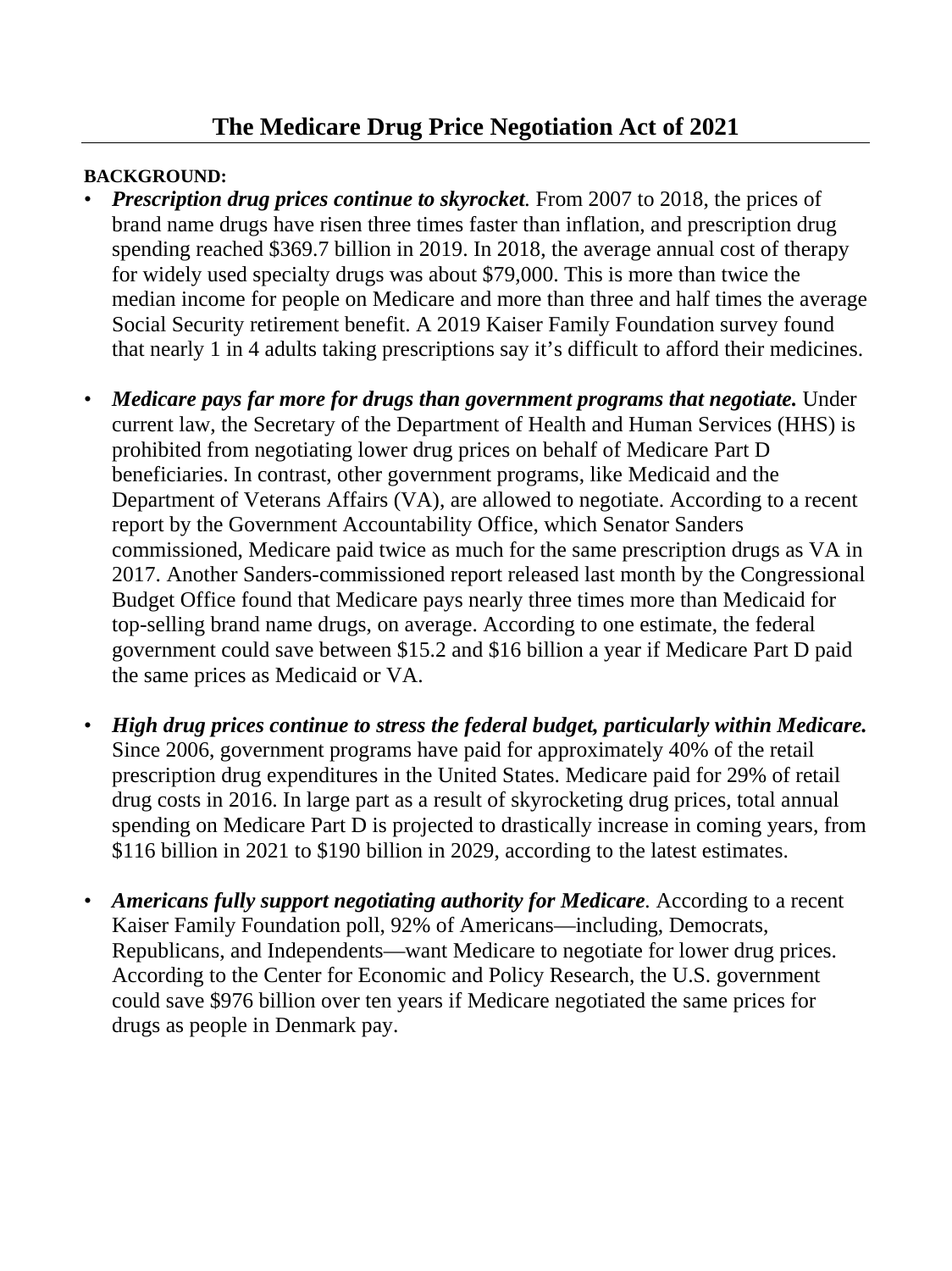# The Medicare Drug Price Negotiation Act of 2021

**BACKGROUND:**

- ***Prescription drug prices continue to skyrocket.*** From 2007 to 2018, the prices of brand name drugs have risen three times faster than inflation, and prescription drug spending reached $369.7 billion in 2019. In 2018, the average annual cost of therapy for widely used specialty drugs was about $79,000. This is more than twice the median income for people on Medicare and more than three and half times the average Social Security retirement benefit. A 2019 Kaiser Family Foundation survey found that nearly 1 in 4 adults taking prescriptions say it's difficult to afford their medicines.

- ***Medicare pays far more for drugs than government programs that negotiate.*** Under current law, the Secretary of the Department of Health and Human Services (HHS) is prohibited from negotiating lower drug prices on behalf of Medicare Part D beneficiaries. In contrast, other government programs, like Medicaid and the Department of Veterans Affairs (VA), are allowed to negotiate. According to a recent report by the Government Accountability Office, which Senator Sanders commissioned, Medicare paid twice as much for the same prescription drugs as VA in 2017. Another Sanders-commissioned report released last month by the Congressional Budget Office found that Medicare pays nearly three times more than Medicaid for top-selling brand name drugs, on average. According to one estimate, the federal government could save between $15.2 and $16 billion a year if Medicare Part D paid the same prices as Medicaid or VA.

- ***High drug prices continue to stress the federal budget, particularly within Medicare.*** Since 2006, government programs have paid for approximately 40% of the retail prescription drug expenditures in the United States. Medicare paid for 29% of retail drug costs in 2016. In large part as a result of skyrocketing drug prices, total annual spending on Medicare Part D is projected to drastically increase in coming years, from $116 billion in 2021 to $190 billion in 2029, according to the latest estimates.

- ***Americans fully support negotiating authority for Medicare.*** According to a recent Kaiser Family Foundation poll, 92% of Americans—including, Democrats, Republicans, and Independents—want Medicare to negotiate for lower drug prices. According to the Center for Economic and Policy Research, the U.S. government could save $976 billion over ten years if Medicare negotiated the same prices for drugs as people in Denmark pay.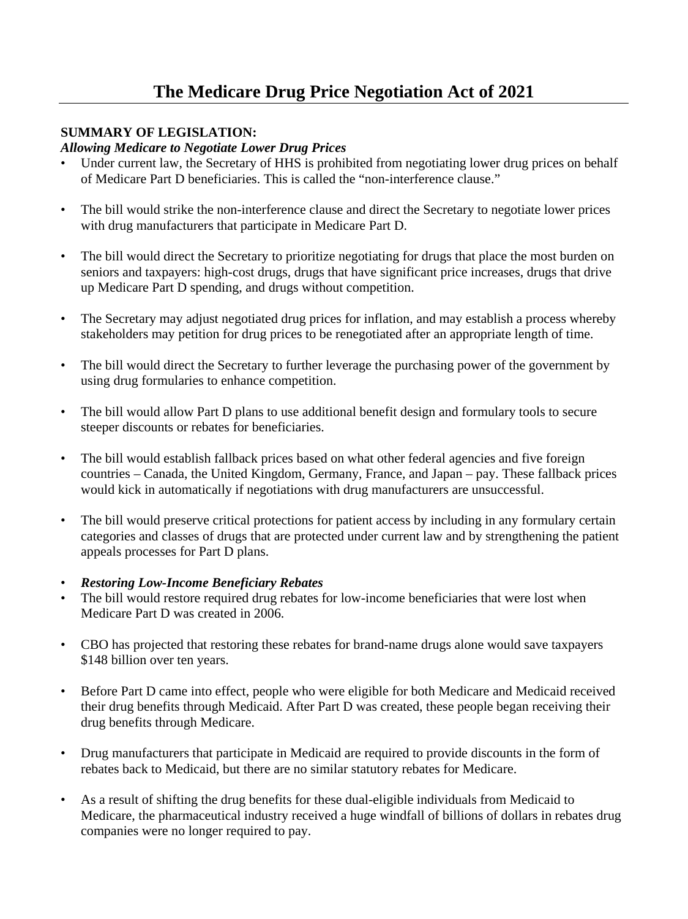# The Medicare Drug Price Negotiation Act of 2021

**SUMMARY OF LEGISLATION:**

***Allowing Medicare to Negotiate Lower Drug Prices***

- Under current law, the Secretary of HHS is prohibited from negotiating lower drug prices on behalf of Medicare Part D beneficiaries. This is called the "non-interference clause."
- The bill would strike the non-interference clause and direct the Secretary to negotiate lower prices with drug manufacturers that participate in Medicare Part D.
- The bill would direct the Secretary to prioritize negotiating for drugs that place the most burden on seniors and taxpayers: high-cost drugs, drugs that have significant price increases, drugs that drive up Medicare Part D spending, and drugs without competition.
- The Secretary may adjust negotiated drug prices for inflation, and may establish a process whereby stakeholders may petition for drug prices to be renegotiated after an appropriate length of time.
- The bill would direct the Secretary to further leverage the purchasing power of the government by using drug formularies to enhance competition.
- The bill would allow Part D plans to use additional benefit design and formulary tools to secure steeper discounts or rebates for beneficiaries.
- The bill would establish fallback prices based on what other federal agencies and five foreign countries – Canada, the United Kingdom, Germany, France, and Japan – pay. These fallback prices would kick in automatically if negotiations with drug manufacturers are unsuccessful.
- The bill would preserve critical protections for patient access by including in any formulary certain categories and classes of drugs that are protected under current law and by strengthening the patient appeals processes for Part D plans.
- ***Restoring Low-Income Beneficiary Rebates***
- The bill would restore required drug rebates for low-income beneficiaries that were lost when Medicare Part D was created in 2006.
- CBO has projected that restoring these rebates for brand-name drugs alone would save taxpayers $148 billion over ten years.
- Before Part D came into effect, people who were eligible for both Medicare and Medicaid received their drug benefits through Medicaid. After Part D was created, these people began receiving their drug benefits through Medicare.
- Drug manufacturers that participate in Medicaid are required to provide discounts in the form of rebates back to Medicaid, but there are no similar statutory rebates for Medicare.
- As a result of shifting the drug benefits for these dual-eligible individuals from Medicaid to Medicare, the pharmaceutical industry received a huge windfall of billions of dollars in rebates drug companies were no longer required to pay.